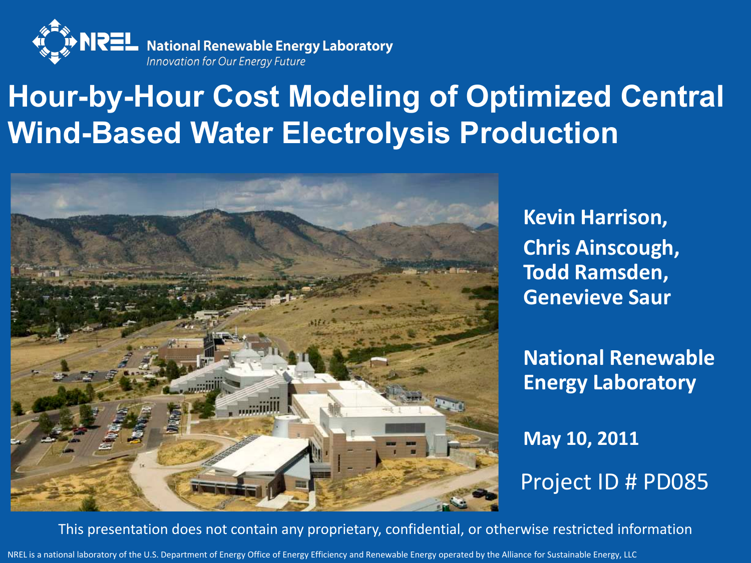National Renewable Energy Laboratory

*Innovation for Our Energy Future*

# Hour-by-Hour Cost Modeling of Optimized Central Wind-Based Water Electrolysis Production

**Kevin Harrison,**
**Chris Ainscough,**
**Todd Ramsden,**
**Genevieve Saur**

**National Renewable Energy Laboratory**

**May 10, 2011**

Project ID # PD085

This presentation does not contain any proprietary, confidential, or otherwise restricted information

NREL is a national laboratory of the U.S. Department of Energy Office of Energy Efficiency and Renewable Energy operated by the Alliance for Sustainable Energy, LLC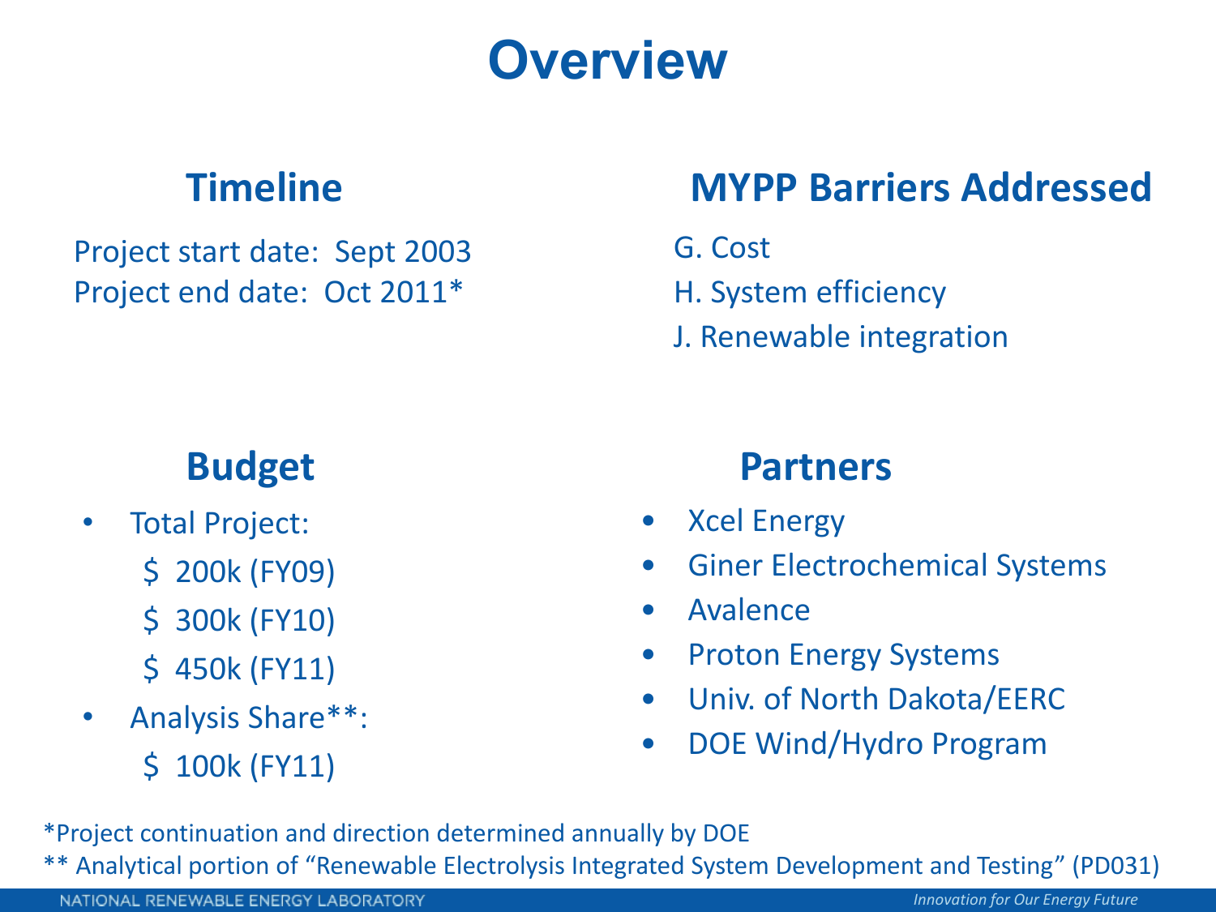# Overview

## Timeline

Project start date: Sept 2003
Project end date: Oct 2011*

## MYPP Barriers Addressed

G. Cost
H. System efficiency
J. Renewable integration

## Budget

- Total Project:
  - $ 200k (FY09)
  - $ 300k (FY10)
  - $ 450k (FY11)
- Analysis Share**:
  - $ 100k (FY11)

## Partners

- Xcel Energy
- Giner Electrochemical Systems
- Avalence
- Proton Energy Systems
- Univ. of North Dakota/EERC
- DOE Wind/Hydro Program

*Project continuation and direction determined annually by DOE

** Analytical portion of "Renewable Electrolysis Integrated System Development and Testing" (PD031)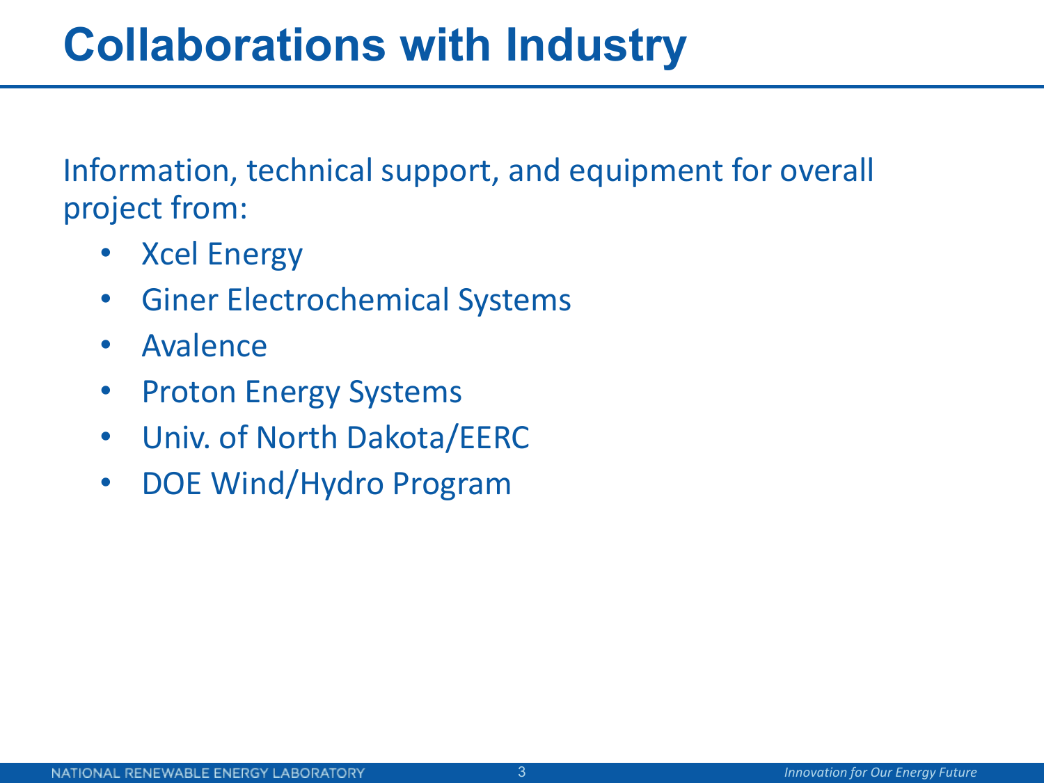# Collaborations with Industry

Information, technical support, and equipment for overall project from:

- Xcel Energy
- Giner Electrochemical Systems
- Avalence
- Proton Energy Systems
- Univ. of North Dakota/EERC
- DOE Wind/Hydro Program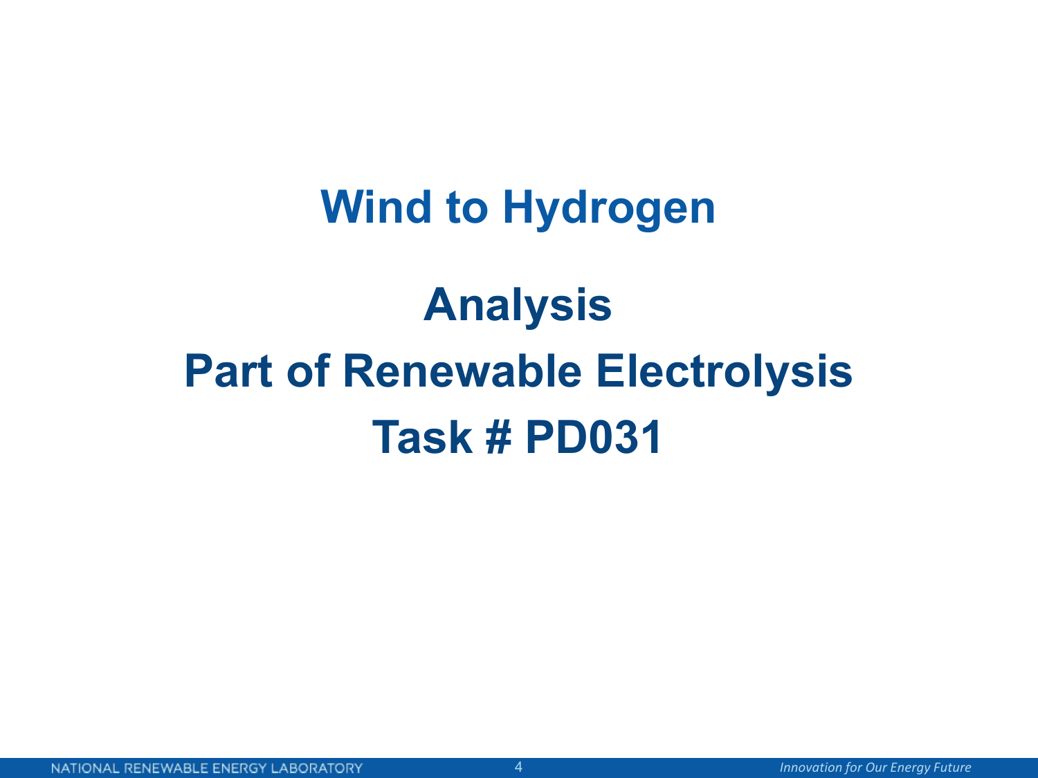# Wind to Hydrogen

## Analysis

## Part of Renewable Electrolysis

## Task # PD031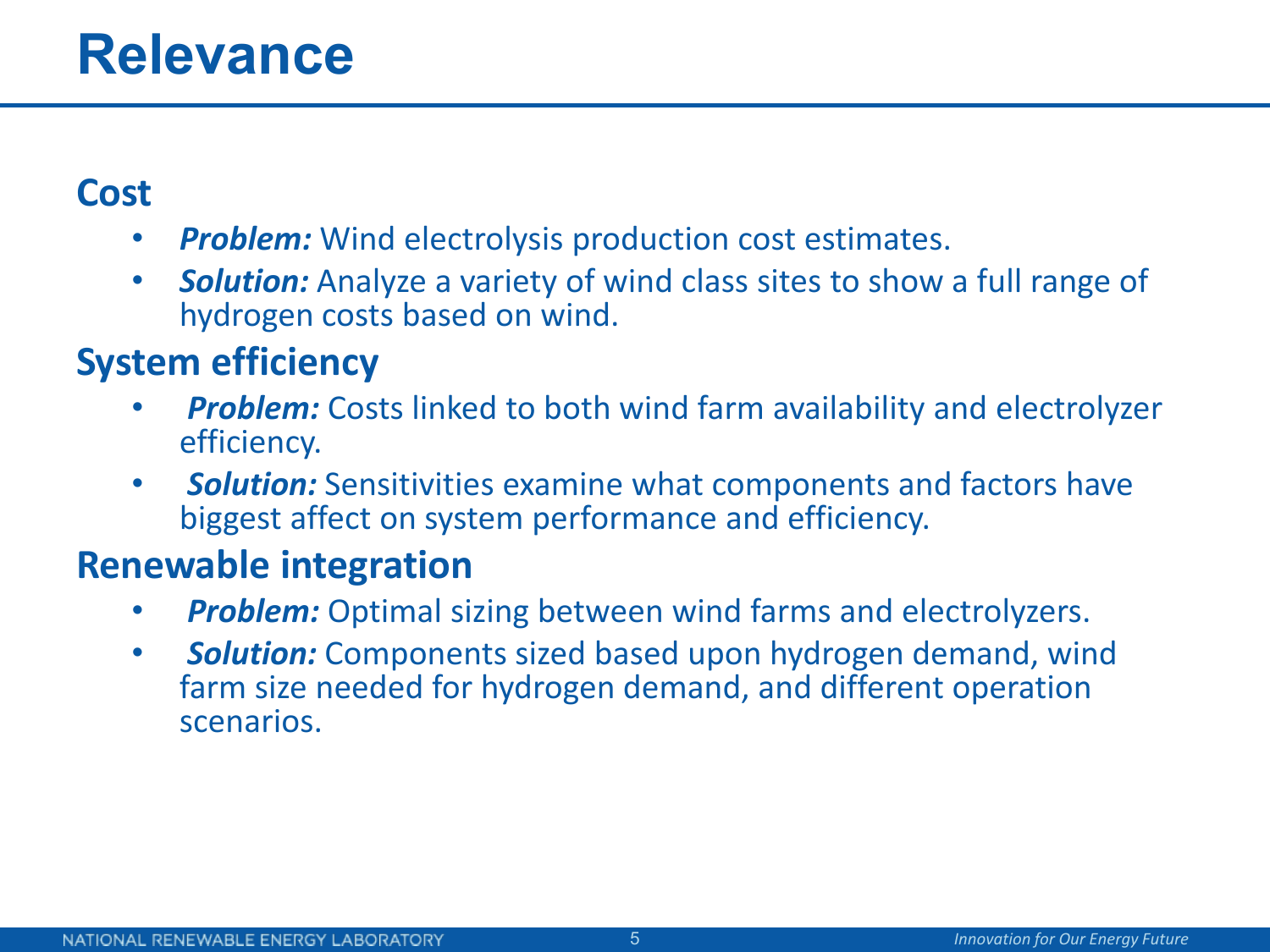# Relevance

## Cost

- ***Problem:*** Wind electrolysis production cost estimates.
- ***Solution:*** Analyze a variety of wind class sites to show a full range of hydrogen costs based on wind.

## System efficiency

- ***Problem:*** Costs linked to both wind farm availability and electrolyzer efficiency.
- ***Solution:*** Sensitivities examine what components and factors have biggest affect on system performance and efficiency.

## Renewable integration

- ***Problem:*** Optimal sizing between wind farms and electrolyzers.
- ***Solution:*** Components sized based upon hydrogen demand, wind farm size needed for hydrogen demand, and different operation scenarios.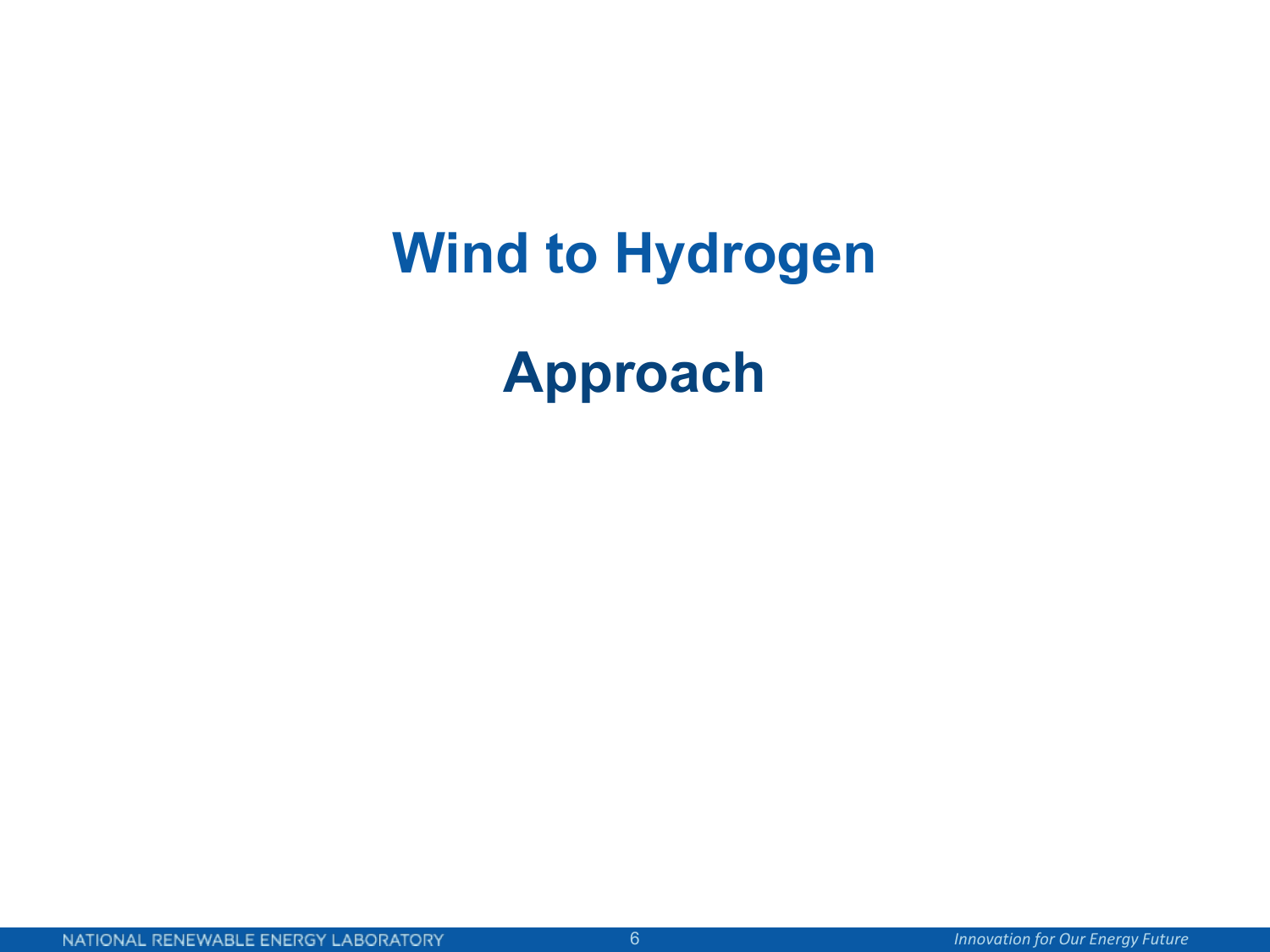# Wind to Hydrogen

## Approach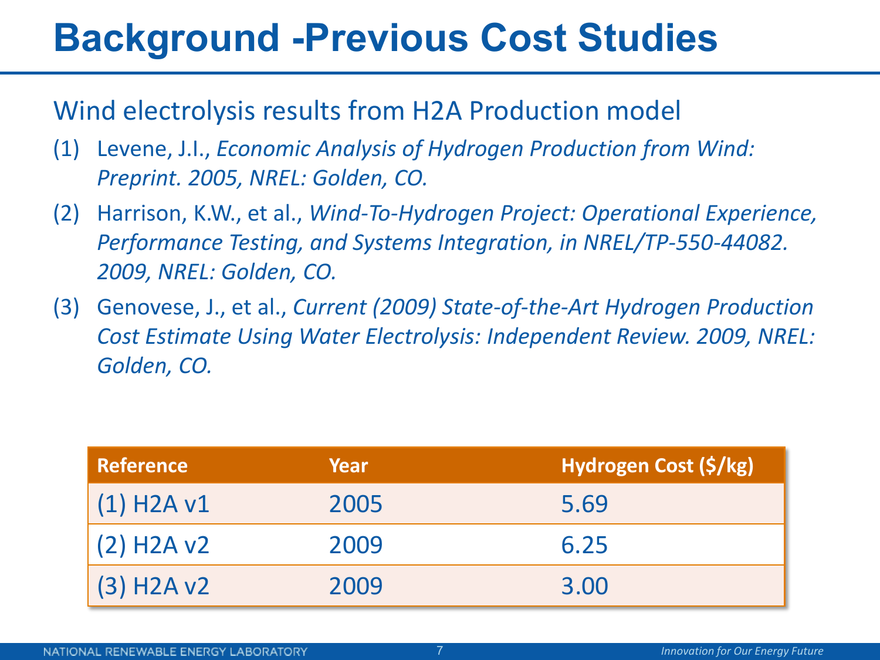# Background -Previous Cost Studies

Wind electrolysis results from H2A Production model

(1) Levene, J.I., *Economic Analysis of Hydrogen Production from Wind: Preprint. 2005, NREL: Golden, CO.*

(2) Harrison, K.W., et al., *Wind-To-Hydrogen Project: Operational Experience, Performance Testing, and Systems Integration, in NREL/TP-550-44082. 2009, NREL: Golden, CO.*

(3) Genovese, J., et al., *Current (2009) State-of-the-Art Hydrogen Production Cost Estimate Using Water Electrolysis: Independent Review. 2009, NREL: Golden, CO.*

| Reference | Year | Hydrogen Cost ($/kg) |
| --- | --- | --- |
| (1) H2A v1 | 2005 | 5.69 |
| (2) H2A v2 | 2009 | 6.25 |
| (3) H2A v2 | 2009 | 3.00 |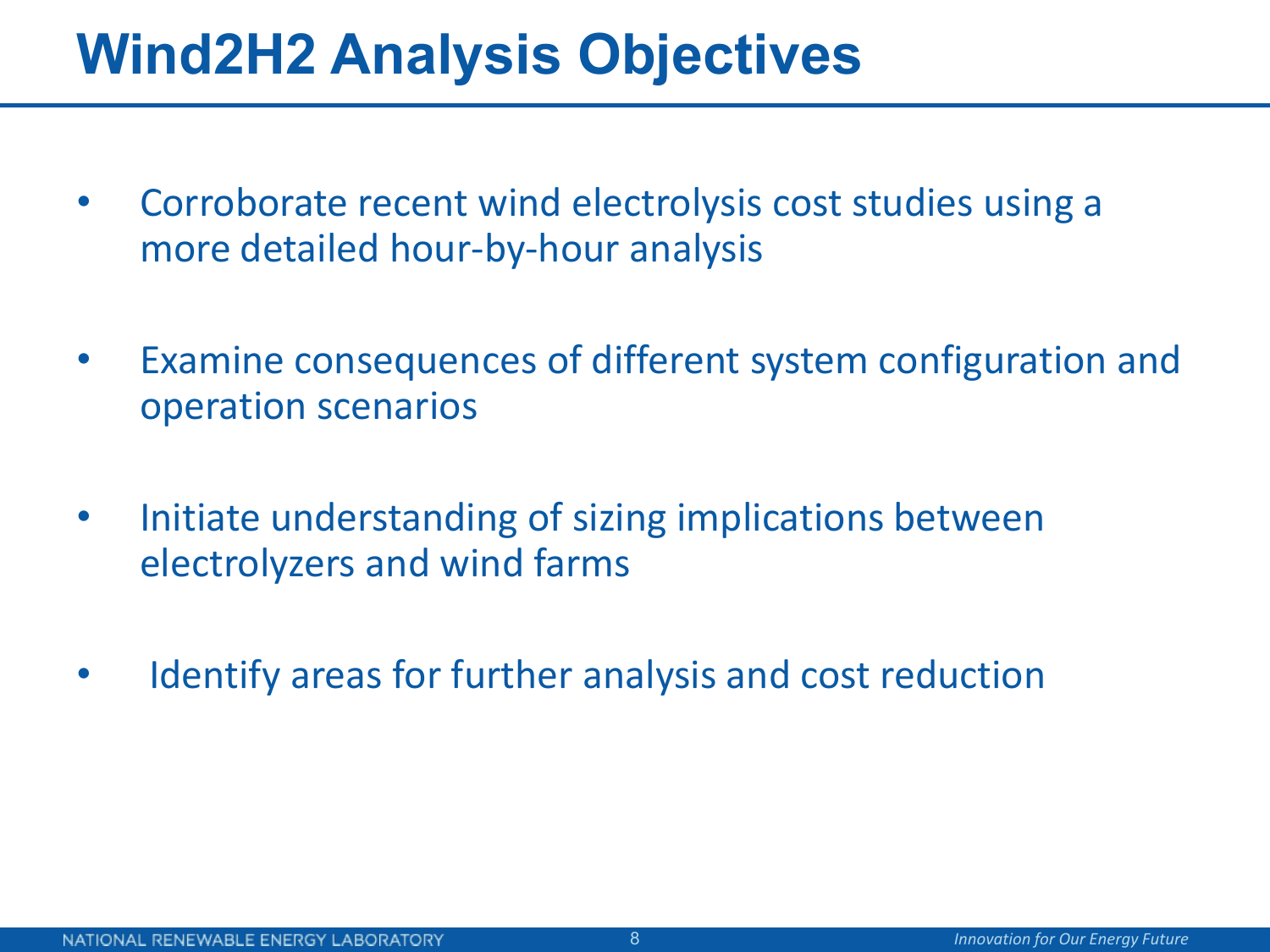# Wind2H2 Analysis Objectives

- Corroborate recent wind electrolysis cost studies using a more detailed hour-by-hour analysis
- Examine consequences of different system configuration and operation scenarios
- Initiate understanding of sizing implications between electrolyzers and wind farms
- Identify areas for further analysis and cost reduction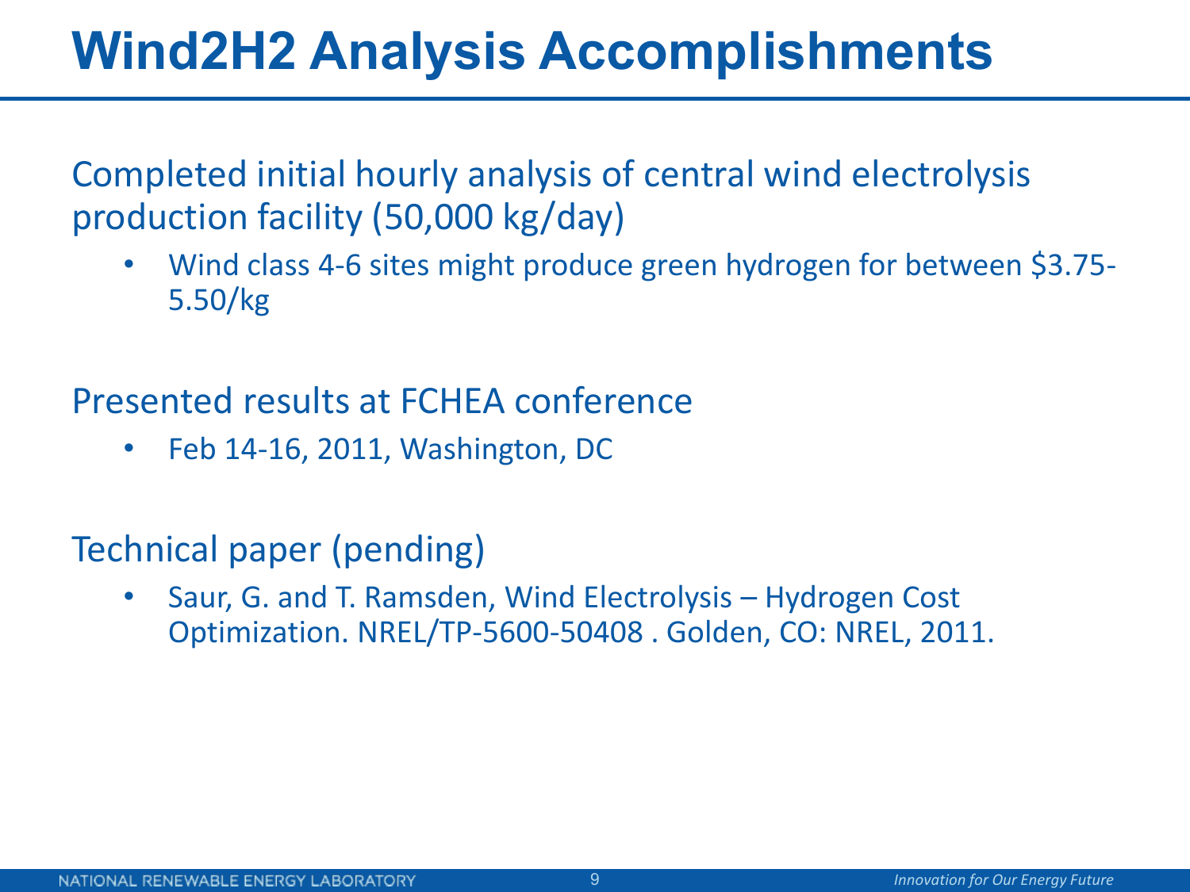# Wind2H2 Analysis Accomplishments

Completed initial hourly analysis of central wind electrolysis production facility (50,000 kg/day)

- Wind class 4-6 sites might produce green hydrogen for between $3.75-5.50/kg

Presented results at FCHEA conference

- Feb 14-16, 2011, Washington, DC

Technical paper (pending)

- Saur, G. and T. Ramsden, Wind Electrolysis – Hydrogen Cost Optimization. NREL/TP-5600-50408 . Golden, CO: NREL, 2011.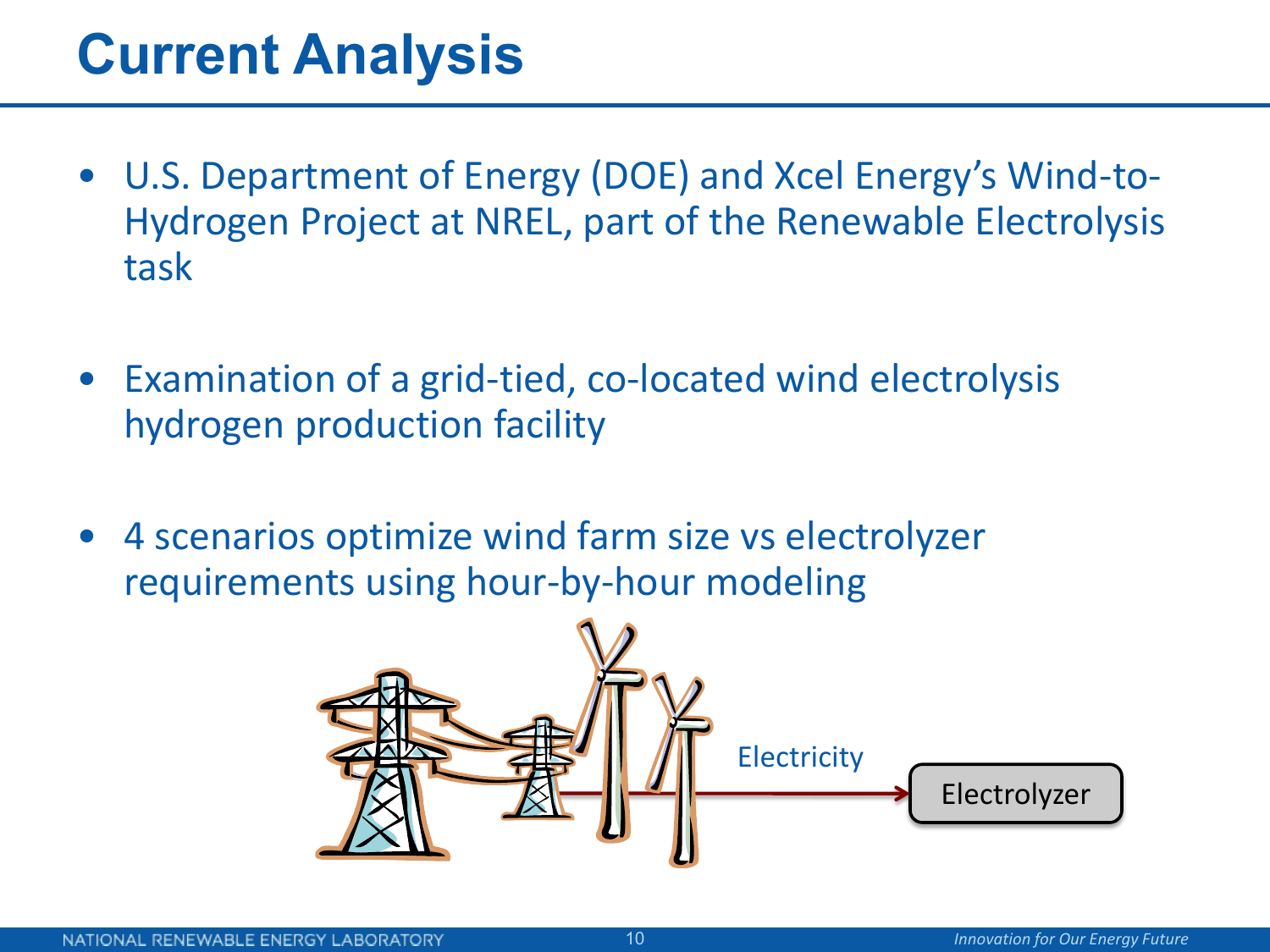# Current Analysis

- U.S. Department of Energy (DOE) and Xcel Energy's Wind-to-Hydrogen Project at NREL, part of the Renewable Electrolysis task
- Examination of a grid-tied, co-located wind electrolysis hydrogen production facility
- 4 scenarios optimize wind farm size vs electrolyzer requirements using hour-by-hour modeling

Electricity

Electrolyzer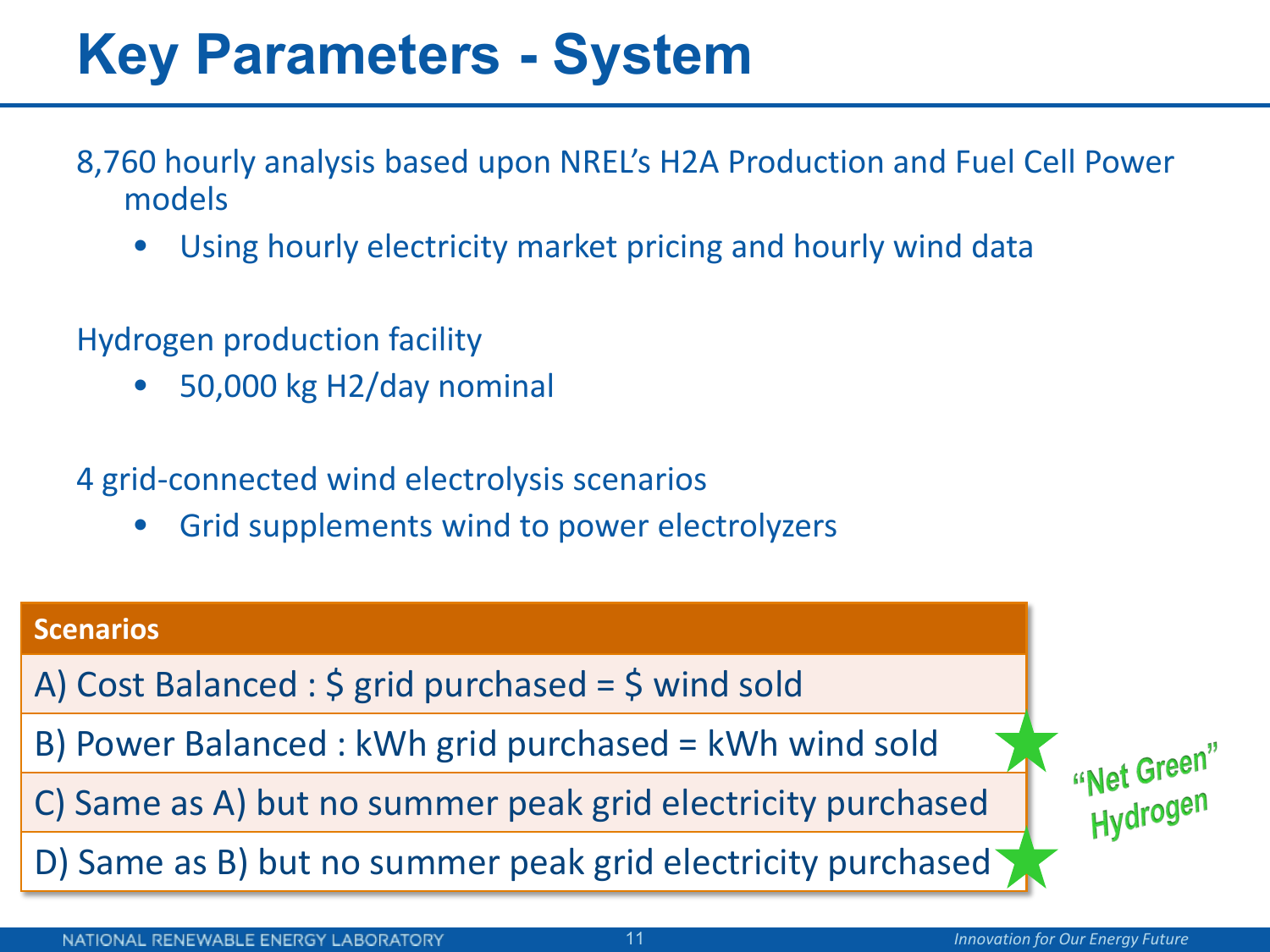# Key Parameters - System

8,760 hourly analysis based upon NREL's H2A Production and Fuel Cell Power models

- Using hourly electricity market pricing and hourly wind data

Hydrogen production facility

- 50,000 kg H2/day nominal

4 grid-connected wind electrolysis scenarios

- Grid supplements wind to power electrolyzers

| Scenarios |
|---|
| A) Cost Balanced : $ grid purchased = $ wind sold |
| B) Power Balanced : kWh grid purchased = kWh wind sold ★ |
| C) Same as A) but no summer peak grid electricity purchased |
| D) Same as B) but no summer peak grid electricity purchased ★ |

★ "Net Green" Hydrogen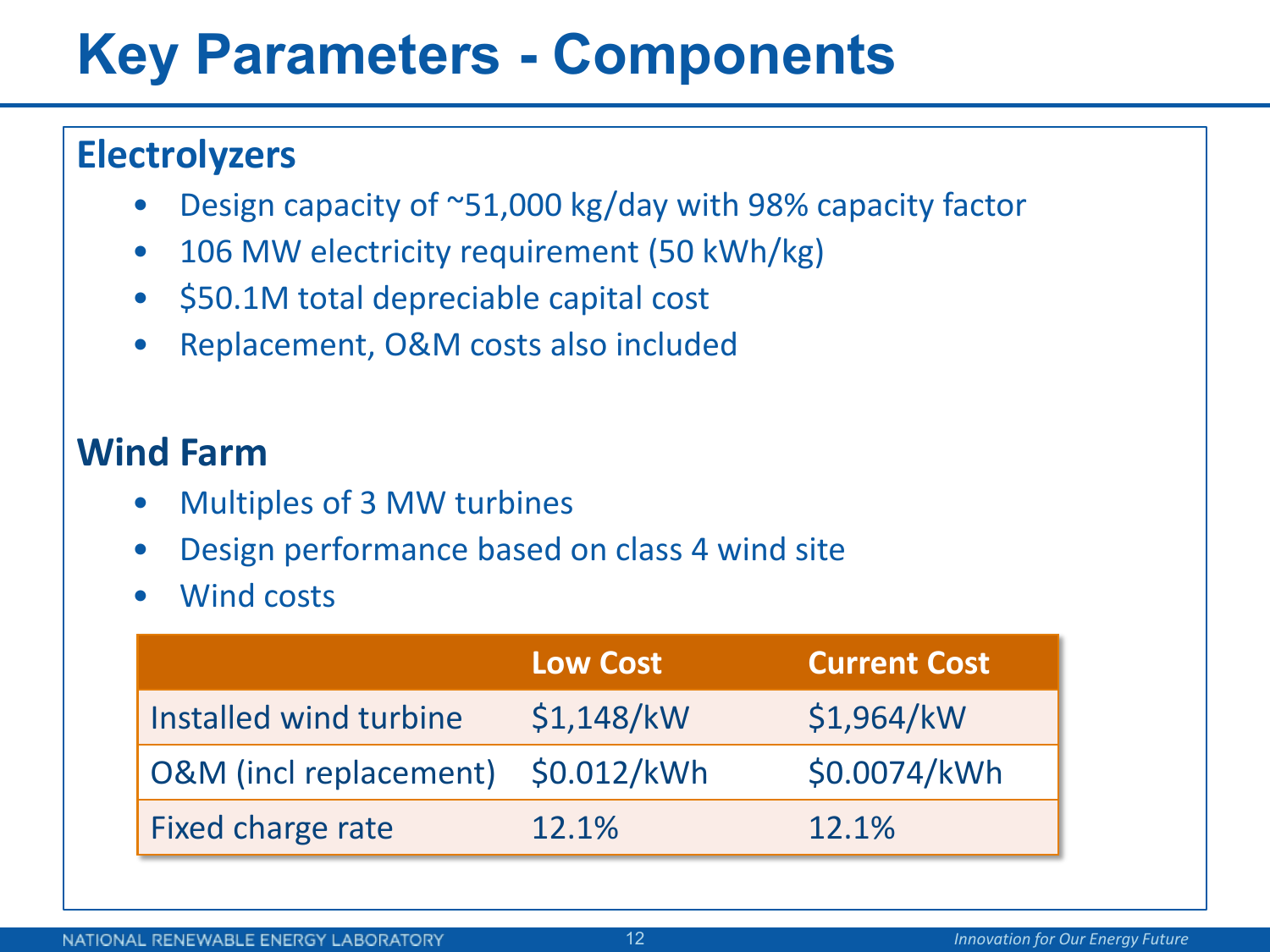# Key Parameters - Components

## Electrolyzers

- Design capacity of ~51,000 kg/day with 98% capacity factor
- 106 MW electricity requirement (50 kWh/kg)
- $50.1M total depreciable capital cost
- Replacement, O&M costs also included

## Wind Farm

- Multiples of 3 MW turbines
- Design performance based on class 4 wind site
- Wind costs

| | Low Cost | Current Cost |
|---|---|---|
| Installed wind turbine | $1,148/kW | $1,964/kW |
| O&M (incl replacement) | $0.012/kWh | $0.0074/kWh |
| Fixed charge rate | 12.1% | 12.1% |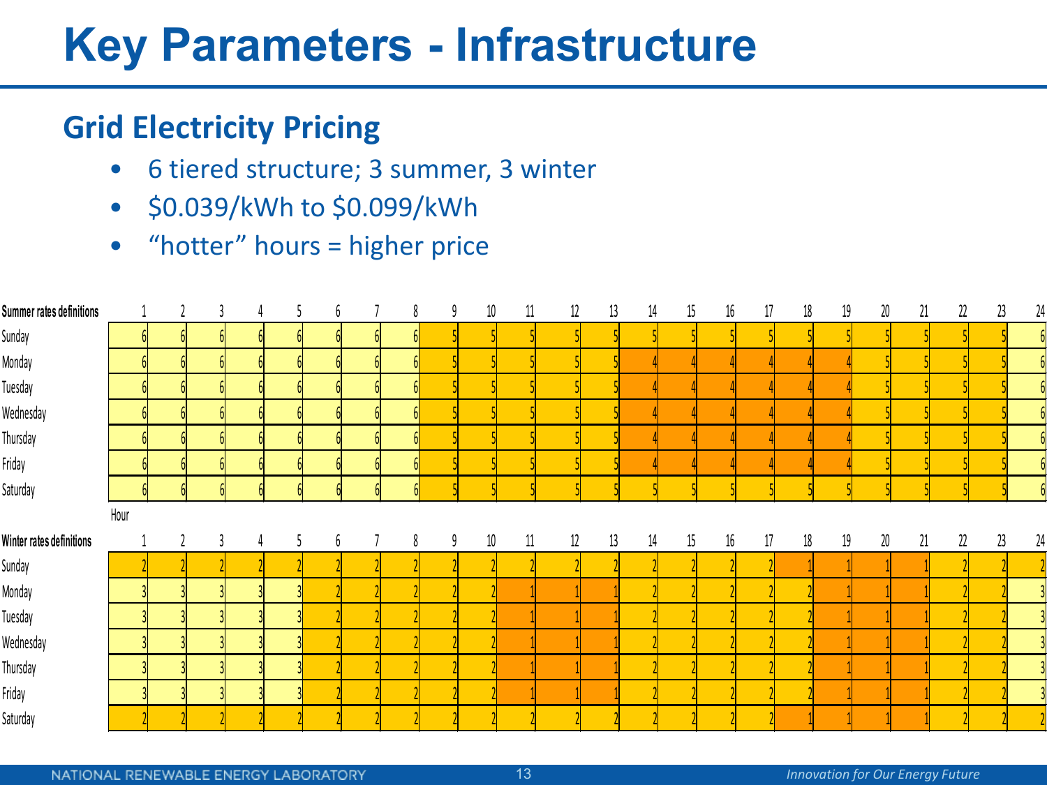# Key Parameters - Infrastructure

## Grid Electricity Pricing

- 6 tiered structure; 3 summer, 3 winter
- \$0.039/kWh to \$0.099/kWh
- "hotter" hours = higher price

| Summer rates definitions | 1 | 2 | 3 | 4 | 5 | 6 | 7 | 8 | 9 | 10 | 11 | 12 | 13 | 14 | 15 | 16 | 17 | 18 | 19 | 20 | 21 | 22 | 23 | 24 |
|---|---|---|---|---|---|---|---|---|---|---|---|---|---|---|---|---|---|---|---|---|---|---|---|---|
| Sunday | 6 | 6 | 6 | 6 | 6 | 6 | 6 | 6 | 5 | 5 | 5 | 5 | 5 | 5 | 5 | 5 | 5 | 5 | 5 | 5 | 5 | 5 | 5 | 6 |
| Monday | 6 | 6 | 6 | 6 | 6 | 6 | 6 | 6 | 5 | 5 | 5 | 5 | 5 | 4 | 4 | 4 | 4 | 4 | 4 | 5 | 5 | 5 | 5 | 6 |
| Tuesday | 6 | 6 | 6 | 6 | 6 | 6 | 6 | 6 | 5 | 5 | 5 | 5 | 5 | 4 | 4 | 4 | 4 | 4 | 4 | 5 | 5 | 5 | 5 | 6 |
| Wednesday | 6 | 6 | 6 | 6 | 6 | 6 | 6 | 6 | 5 | 5 | 5 | 5 | 5 | 4 | 4 | 4 | 4 | 4 | 4 | 5 | 5 | 5 | 5 | 6 |
| Thursday | 6 | 6 | 6 | 6 | 6 | 6 | 6 | 6 | 5 | 5 | 5 | 5 | 5 | 4 | 4 | 4 | 4 | 4 | 4 | 5 | 5 | 5 | 5 | 6 |
| Friday | 6 | 6 | 6 | 6 | 6 | 6 | 6 | 6 | 5 | 5 | 5 | 5 | 5 | 4 | 4 | 4 | 4 | 4 | 4 | 5 | 5 | 5 | 5 | 6 |
| Saturday | 6 | 6 | 6 | 6 | 6 | 6 | 6 | 6 | 5 | 5 | 5 | 5 | 5 | 5 | 5 | 5 | 5 | 5 | 5 | 5 | 5 | 5 | 5 | 6 |

Hour

| Winter rates definitions | 1 | 2 | 3 | 4 | 5 | 6 | 7 | 8 | 9 | 10 | 11 | 12 | 13 | 14 | 15 | 16 | 17 | 18 | 19 | 20 | 21 | 22 | 23 | 24 |
|---|---|---|---|---|---|---|---|---|---|---|---|---|---|---|---|---|---|---|---|---|---|---|---|---|
| Sunday | 2 | 2 | 2 | 2 | 2 | 2 | 2 | 2 | 2 | 2 | 2 | 2 | 2 | 2 | 2 | 2 | 2 | 1 | 1 | 1 | 1 | 2 | 2 | 2 |
| Monday | 3 | 3 | 3 | 3 | 3 | 2 | 2 | 2 | 2 | 2 | 1 | 1 | 1 | 2 | 2 | 2 | 2 | 2 | 1 | 1 | 1 | 2 | 2 | 3 |
| Tuesday | 3 | 3 | 3 | 3 | 3 | 2 | 2 | 2 | 2 | 2 | 1 | 1 | 1 | 2 | 2 | 2 | 2 | 2 | 1 | 1 | 1 | 2 | 2 | 3 |
| Wednesday | 3 | 3 | 3 | 3 | 3 | 2 | 2 | 2 | 2 | 2 | 1 | 1 | 1 | 2 | 2 | 2 | 2 | 2 | 1 | 1 | 1 | 2 | 2 | 3 |
| Thursday | 3 | 3 | 3 | 3 | 3 | 2 | 2 | 2 | 2 | 2 | 1 | 1 | 1 | 2 | 2 | 2 | 2 | 2 | 1 | 1 | 1 | 2 | 2 | 3 |
| Friday | 3 | 3 | 3 | 3 | 3 | 2 | 2 | 2 | 2 | 2 | 1 | 1 | 1 | 2 | 2 | 2 | 2 | 2 | 1 | 1 | 1 | 2 | 2 | 3 |
| Saturday | 2 | 2 | 2 | 2 | 2 | 2 | 2 | 2 | 2 | 2 | 2 | 2 | 2 | 2 | 2 | 2 | 2 | 1 | 1 | 1 | 1 | 2 | 2 | 2 |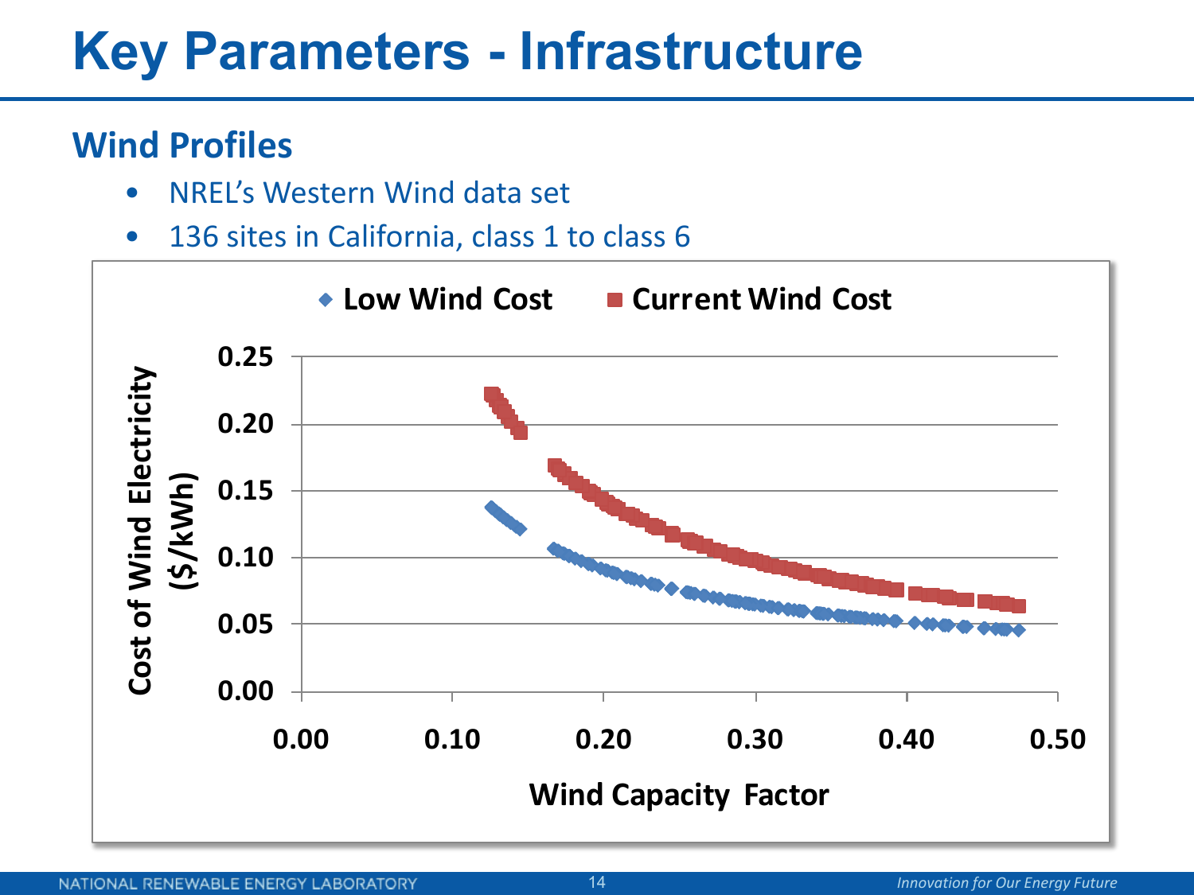# Key Parameters - Infrastructure

## Wind Profiles

- NREL's Western Wind data set
- 136 sites in California, class 1 to class 6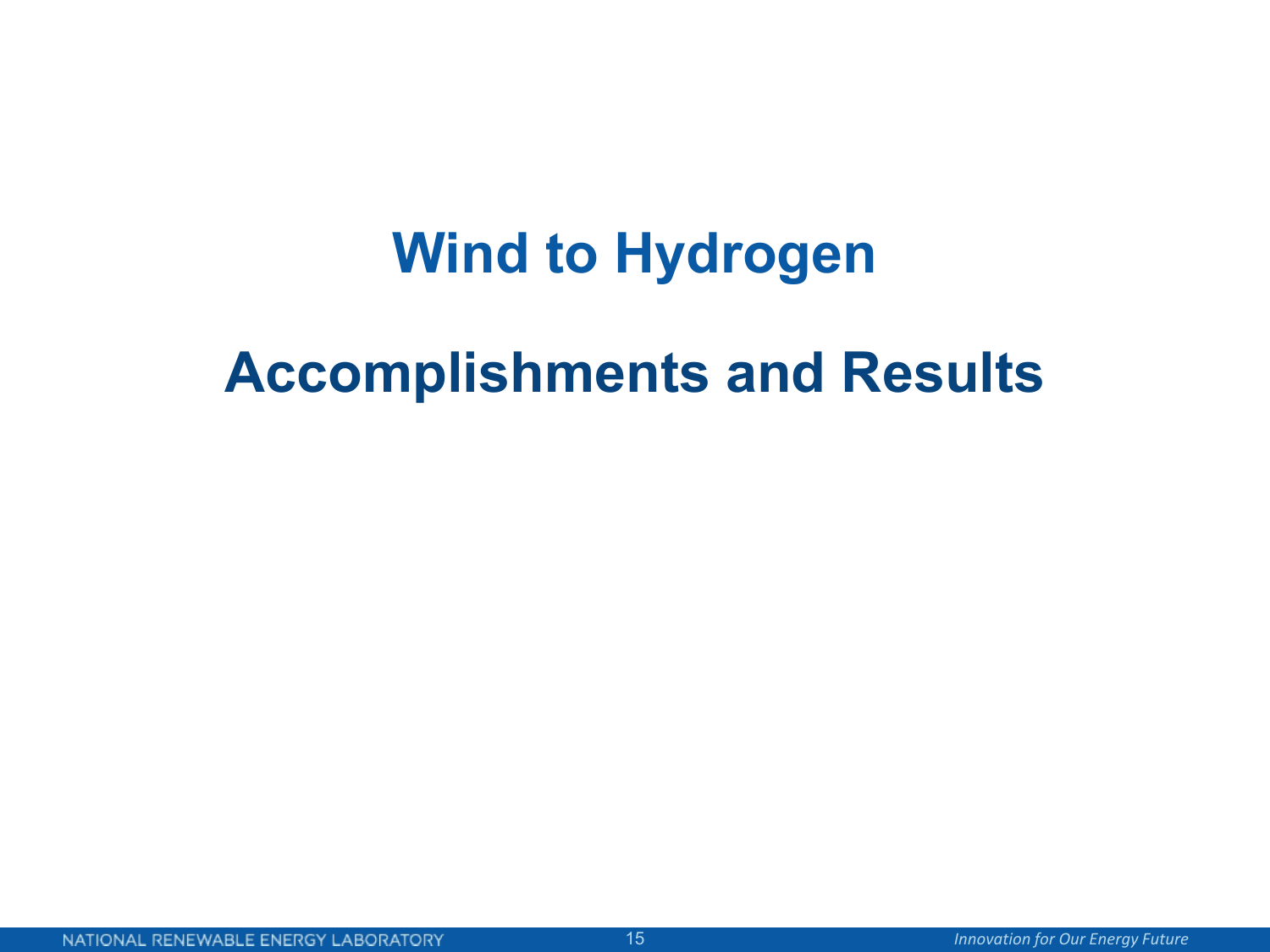# Wind to Hydrogen

## Accomplishments and Results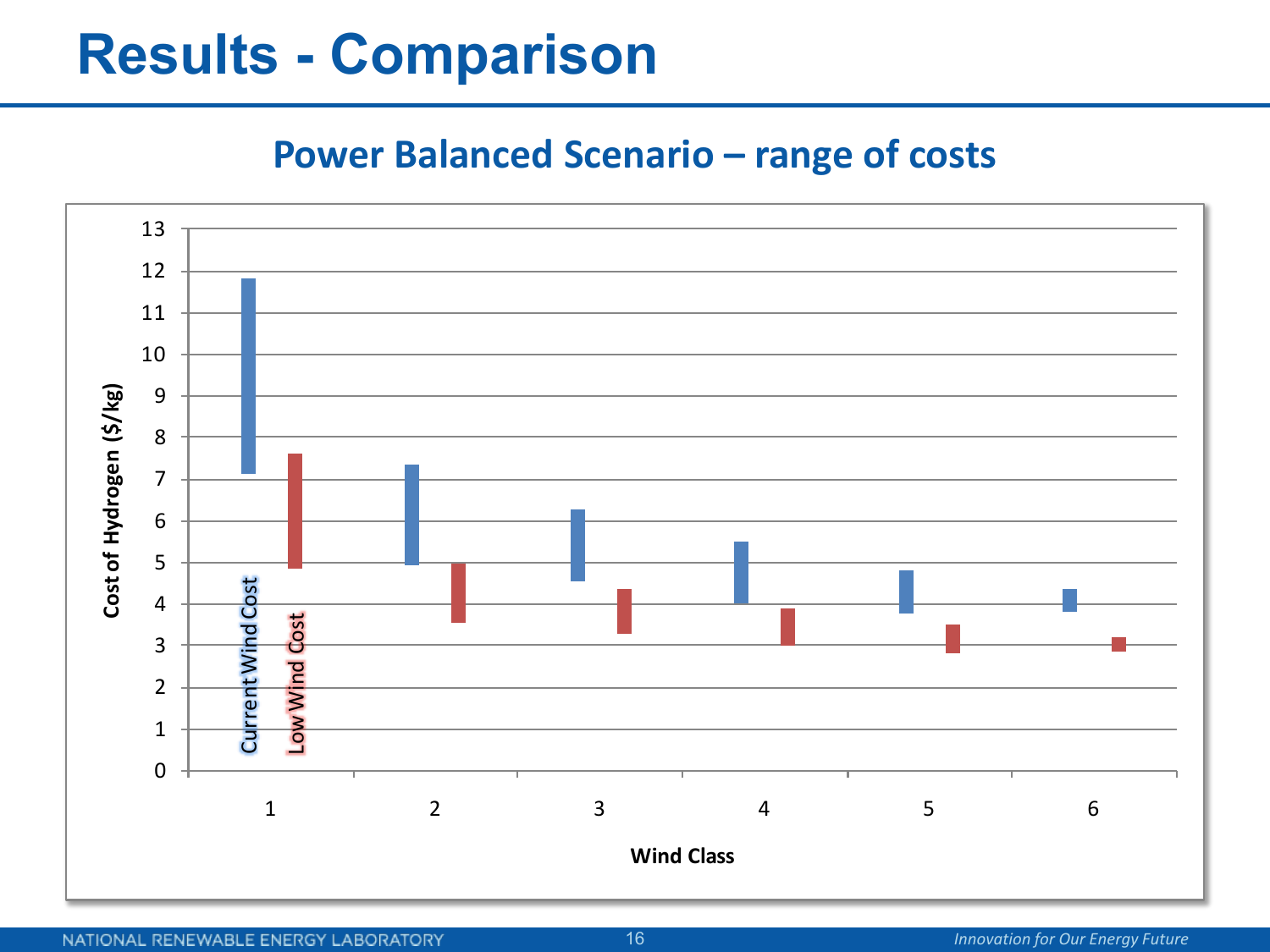# Results - Comparison

## Power Balanced Scenario – range of costs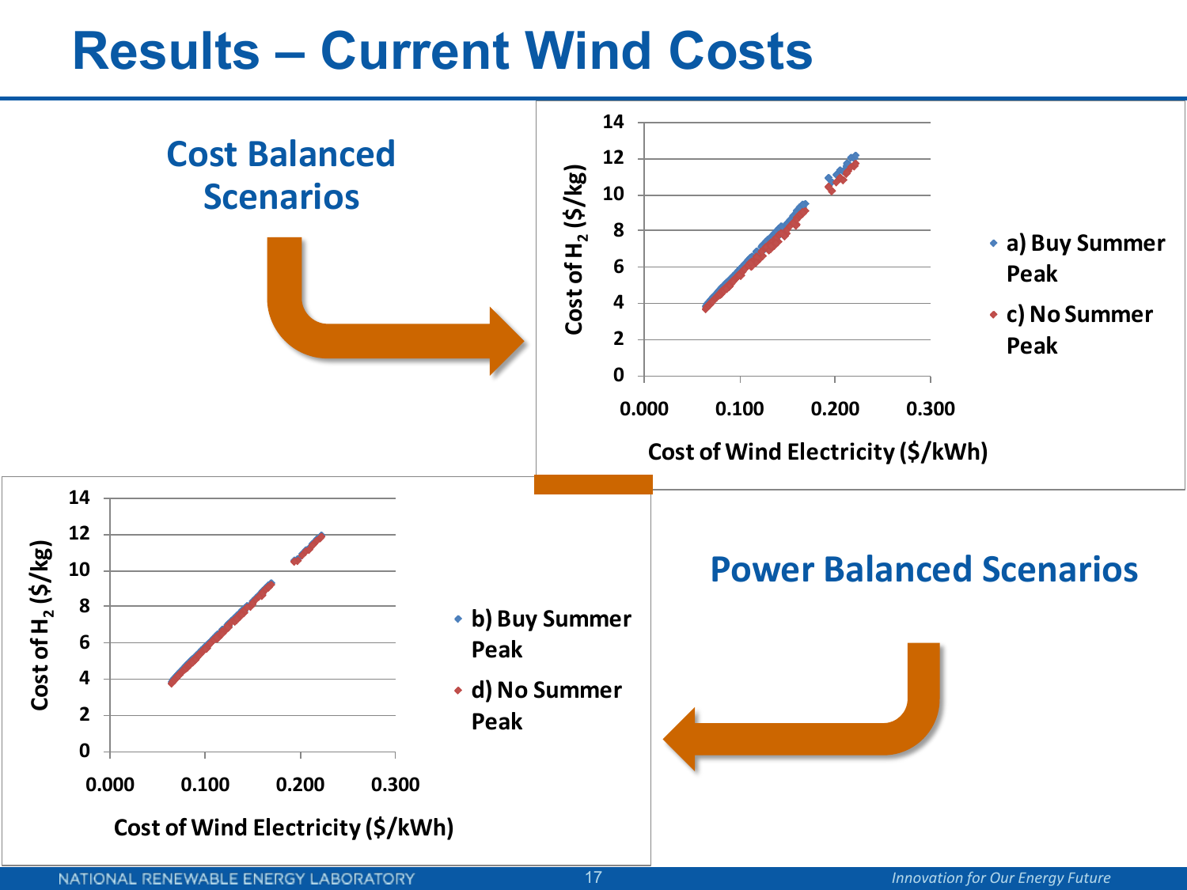# Results – Current Wind Costs

## Cost Balanced Scenarios

Cost of $H_2$ (\$/kg) vs. Cost of Wind Electricity (\$/kWh)

- a) Buy Summer Peak
- c) No Summer Peak

## Power Balanced Scenarios

Cost of $H_2$ (\$/kg) vs. Cost of Wind Electricity (\$/kWh)

- b) Buy Summer Peak
- d) No Summer Peak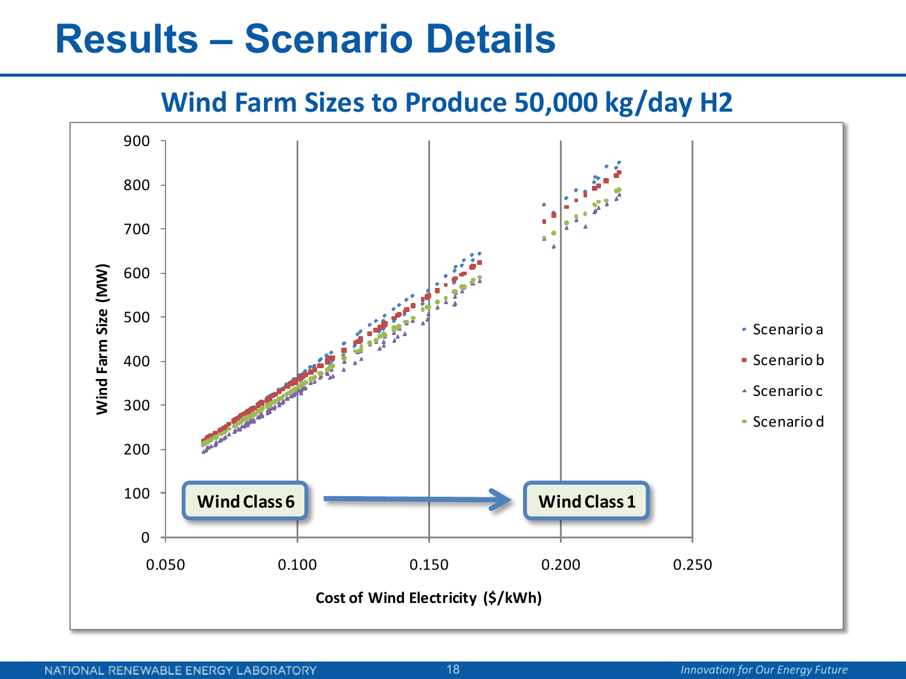# Results – Scenario Details

## Wind Farm Sizes to Produce 50,000 kg/day H2

Wind Farm Size (MW)

Cost of Wind Electricity ($/kWh)

Scenario a

Scenario b

Scenario c

Scenario d

Wind Class 6

Wind Class 1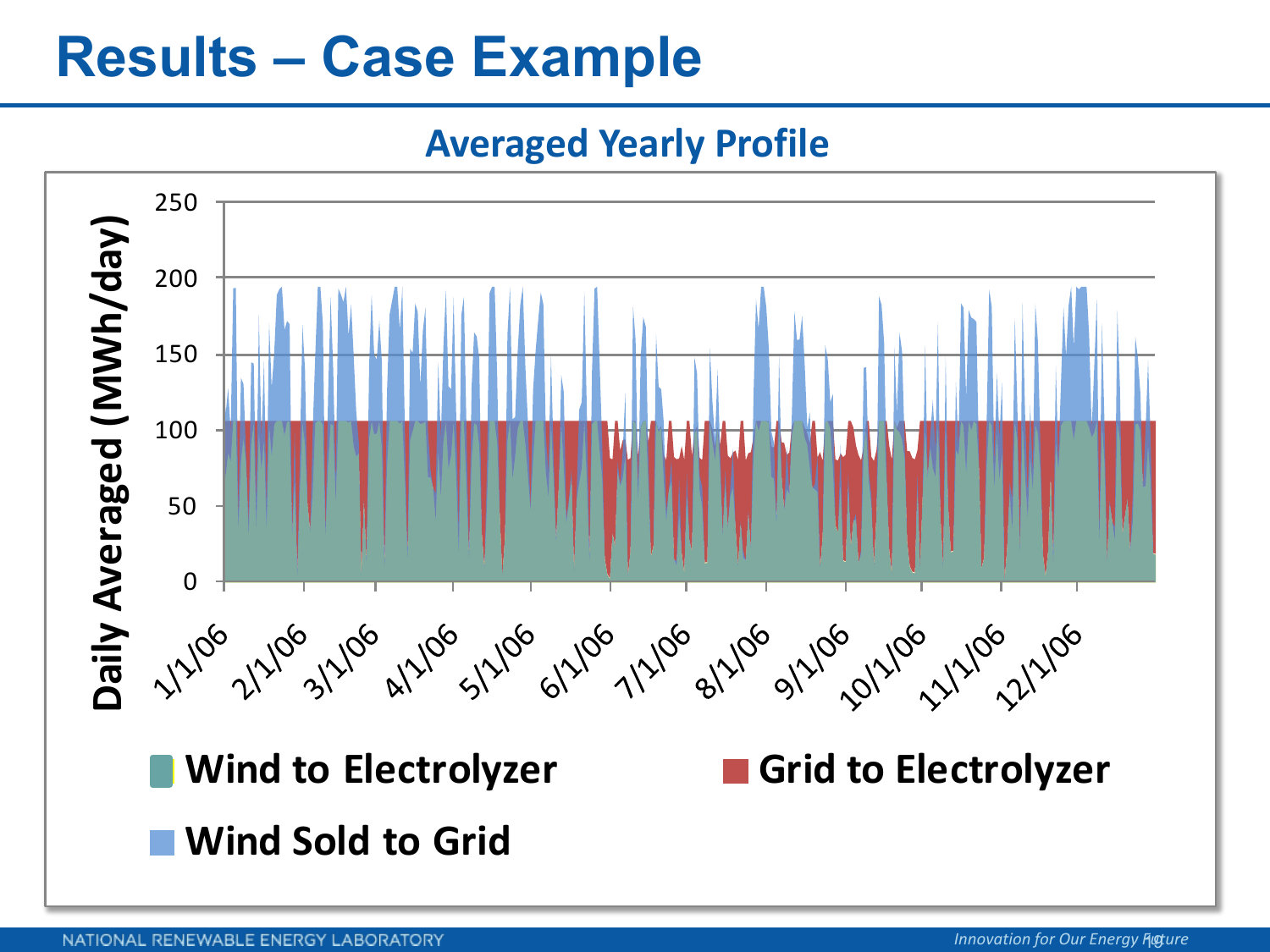# Results – Case Example

## Averaged Yearly Profile

Daily Averaged (MWh/day)

0, 50, 100, 150, 200, 250

1/1/06, 2/1/06, 3/1/06, 4/1/06, 5/1/06, 6/1/06, 7/1/06, 8/1/06, 9/1/06, 10/1/06, 11/1/06, 12/1/06

- Wind to Electrolyzer
- Grid to Electrolyzer
- Wind Sold to Grid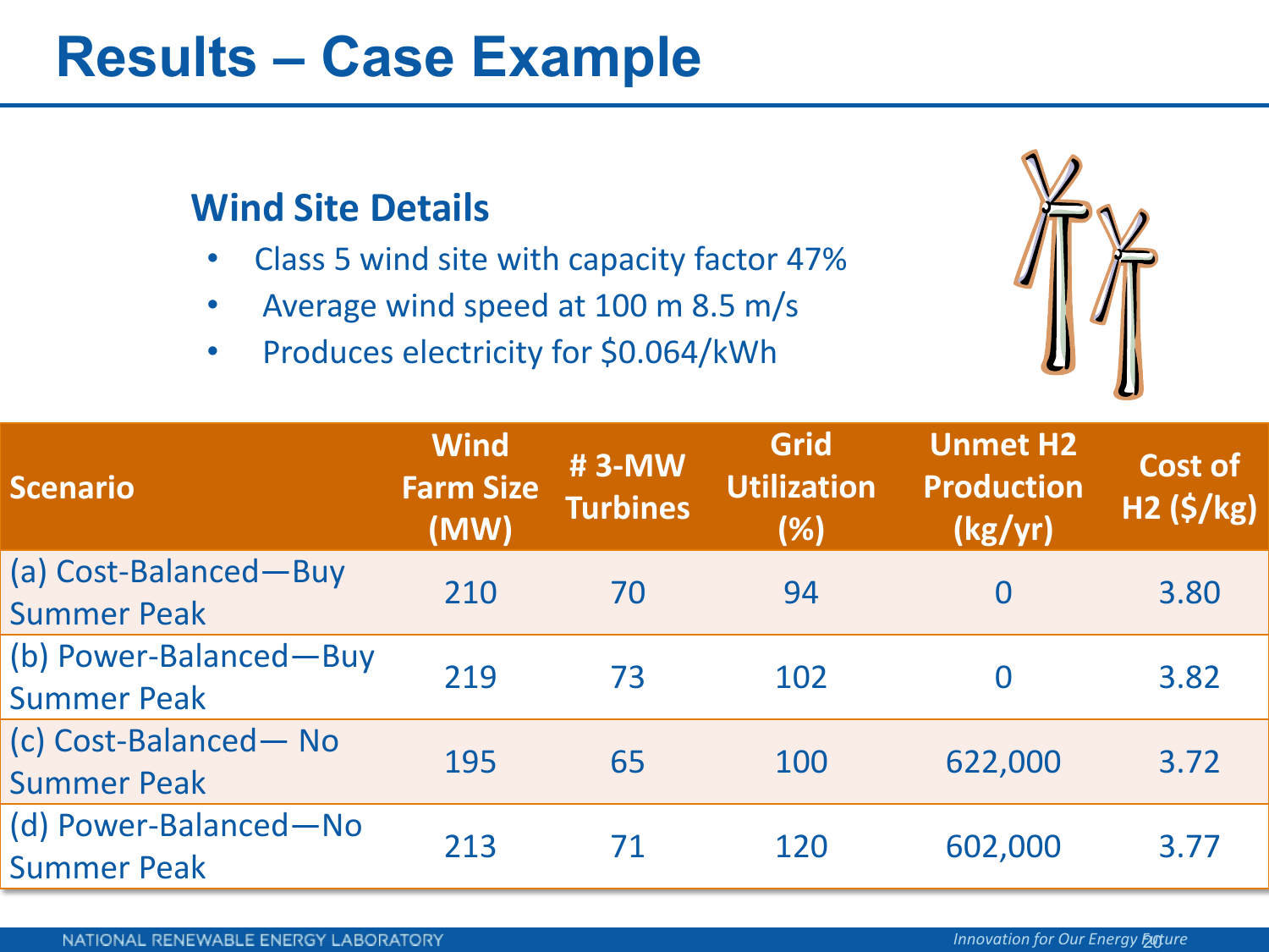# Results – Case Example

## Wind Site Details

- Class 5 wind site with capacity factor 47%
- Average wind speed at 100 m 8.5 m/s
- Produces electricity for $0.064/kWh

| Scenario | Wind Farm Size (MW) | # 3-MW Turbines | Grid Utilization (%) | Unmet H2 Production (kg/yr) | Cost of H2 ($/kg) |
|---|---|---|---|---|---|
| (a) Cost-Balanced—Buy Summer Peak | 210 | 70 | 94 | 0 | 3.80 |
| (b) Power-Balanced—Buy Summer Peak | 219 | 73 | 102 | 0 | 3.82 |
| (c) Cost-Balanced— No Summer Peak | 195 | 65 | 100 | 622,000 | 3.72 |
| (d) Power-Balanced—No Summer Peak | 213 | 71 | 120 | 602,000 | 3.77 |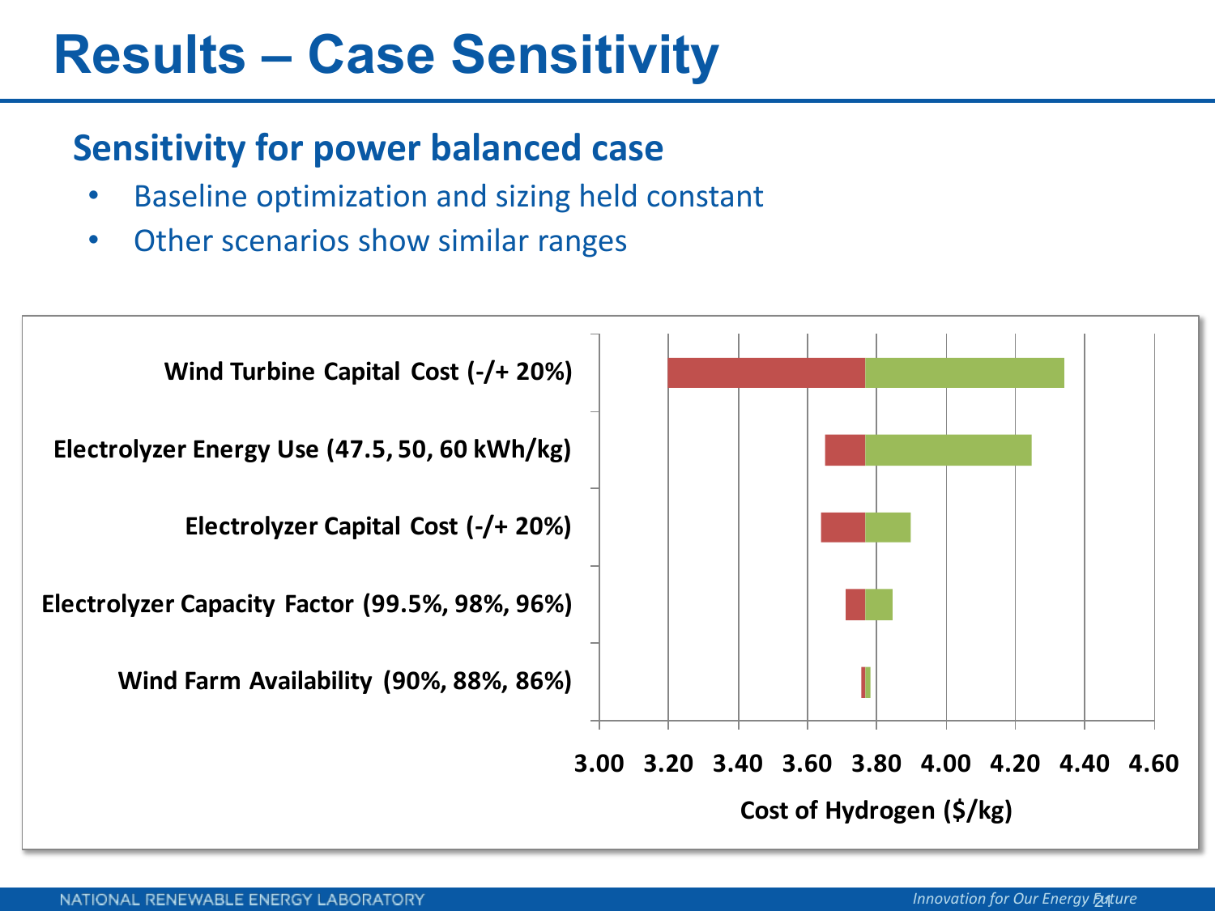# Results – Case Sensitivity

## Sensitivity for power balanced case

- Baseline optimization and sizing held constant
- Other scenarios show similar ranges

Wind Turbine Capital Cost (-/+ 20%)

Electrolyzer Energy Use (47.5, 50, 60 kWh/kg)

Electrolyzer Capital Cost (-/+ 20%)

Electrolyzer Capacity Factor (99.5%, 98%, 96%)

Wind Farm Availability (90%, 88%, 86%)

3.00 3.20 3.40 3.60 3.80 4.00 4.20 4.40 4.60

Cost of Hydrogen ($/kg)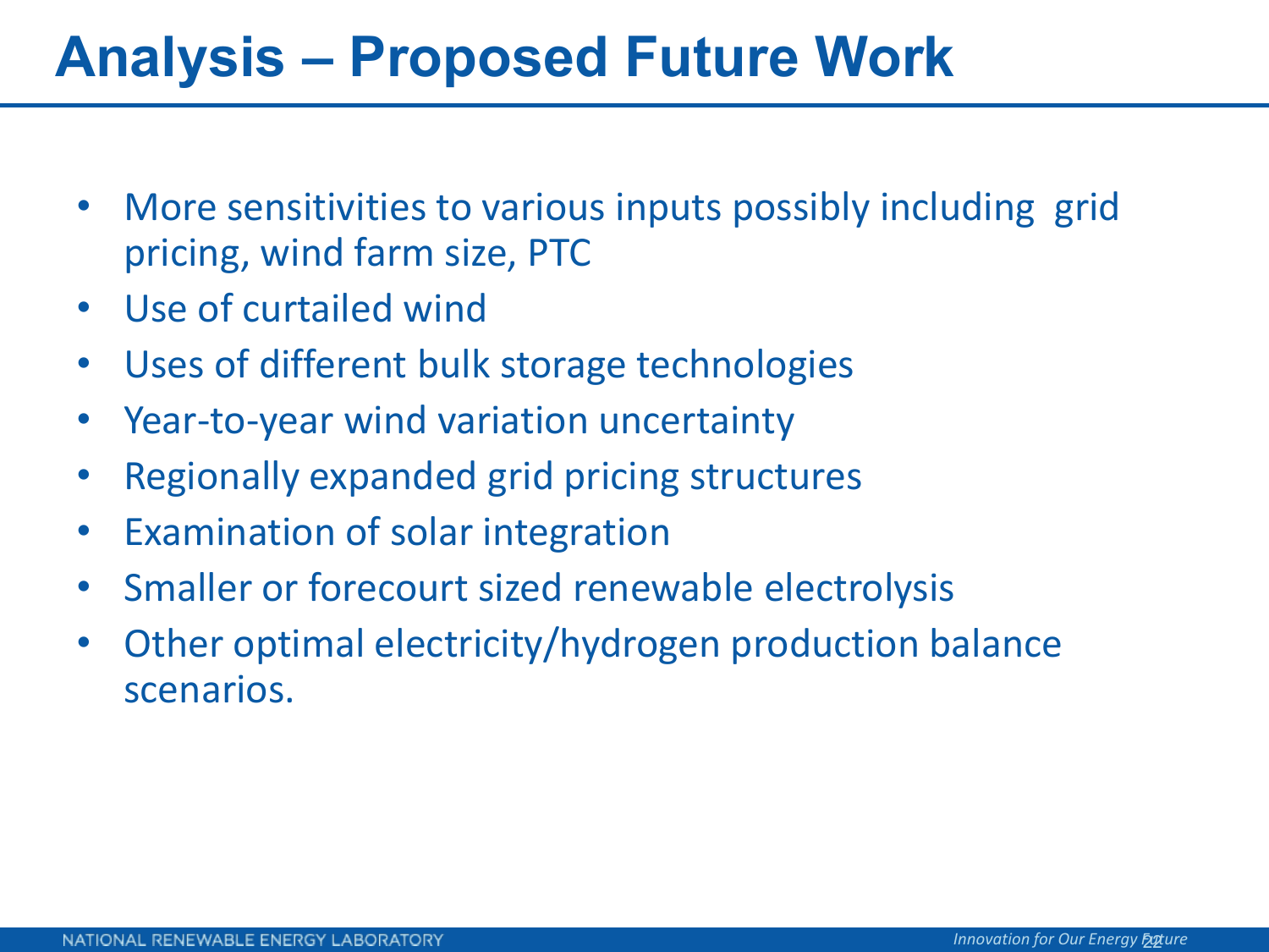# Analysis – Proposed Future Work

- More sensitivities to various inputs possibly including grid pricing, wind farm size, PTC
- Use of curtailed wind
- Uses of different bulk storage technologies
- Year-to-year wind variation uncertainty
- Regionally expanded grid pricing structures
- Examination of solar integration
- Smaller or forecourt sized renewable electrolysis
- Other optimal electricity/hydrogen production balance scenarios.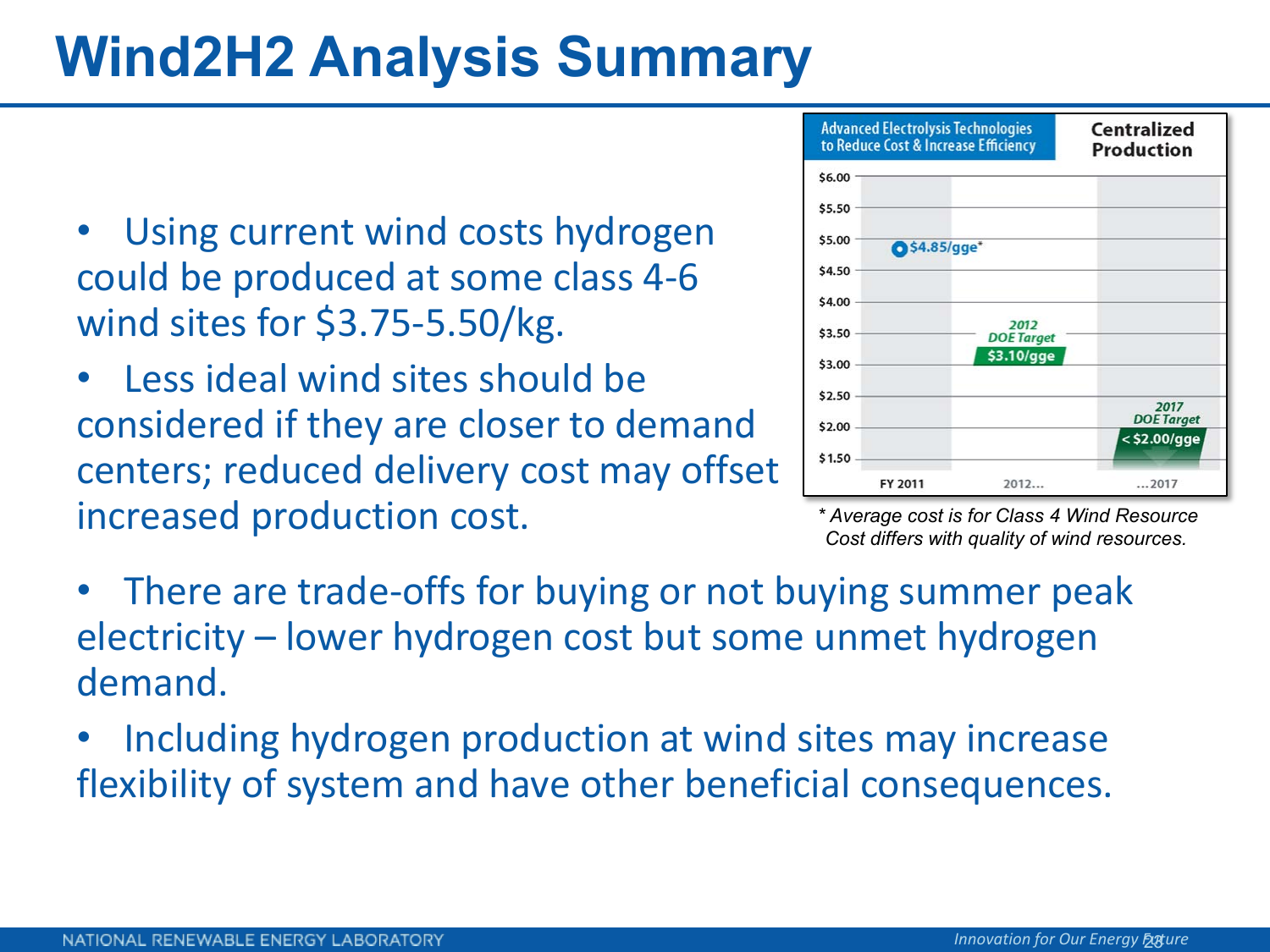# Wind2H2 Analysis Summary

- Using current wind costs hydrogen could be produced at some class 4-6 wind sites for $3.75-5.50/kg.
- Less ideal wind sites should be considered if they are closer to demand centers; reduced delivery cost may offset increased production cost.

Advanced Electrolysis Technologies to Reduce Cost & Increase Efficiency

Centralized Production

$6.00
$5.50
$5.00
$4.50
$4.00
$3.50
$3.00
$2.50
$2.00
$1.50

$4.85/gge*

2012 DOE Target
$3.10/gge

2017 DOE Target
< $2.00/gge

FY 2011
2012...
...2017

*\* Average cost is for Class 4 Wind Resource Cost differs with quality of wind resources.*

- There are trade-offs for buying or not buying summer peak electricity – lower hydrogen cost but some unmet hydrogen demand.
- Including hydrogen production at wind sites may increase flexibility of system and have other beneficial consequences.